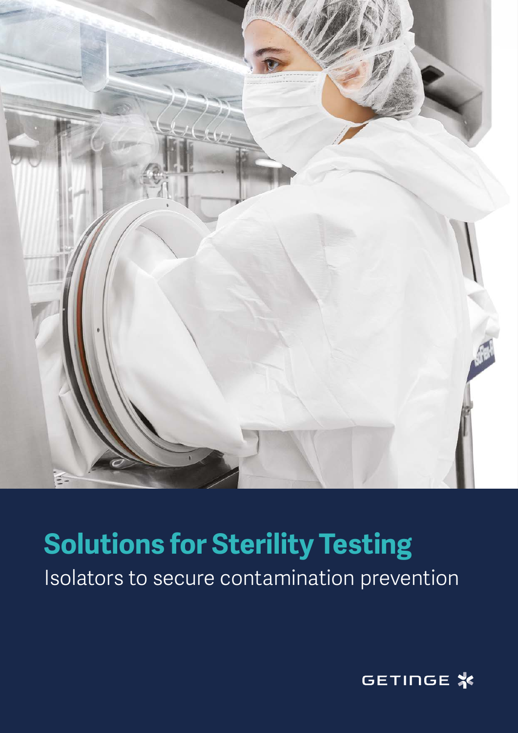# Solutions for Sterility Testing

Isolators to secure contamination prevention

GETINGE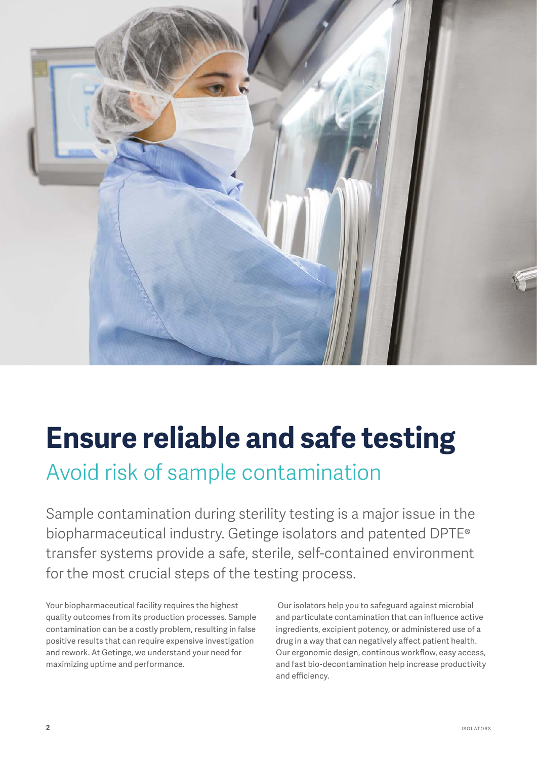# Ensure reliable and safe testing

## Avoid risk of sample contamination

Sample contamination during sterility testing is a major issue in the biopharmaceutical industry. Getinge isolators and patented DPTE® transfer systems provide a safe, sterile, self-contained environment for the most crucial steps of the testing process.

Your biopharmaceutical facility requires the highest quality outcomes from its production processes. Sample contamination can be a costly problem, resulting in false positive results that can require expensive investigation and rework. At Getinge, we understand your need for maximizing uptime and performance.

Our isolators help you to safeguard against microbial and particulate contamination that can influence active ingredients, excipient potency, or administered use of a drug in a way that can negatively affect patient health. Our ergonomic design, continous workflow, easy access, and fast bio-decontamination help increase productivity and efficiency.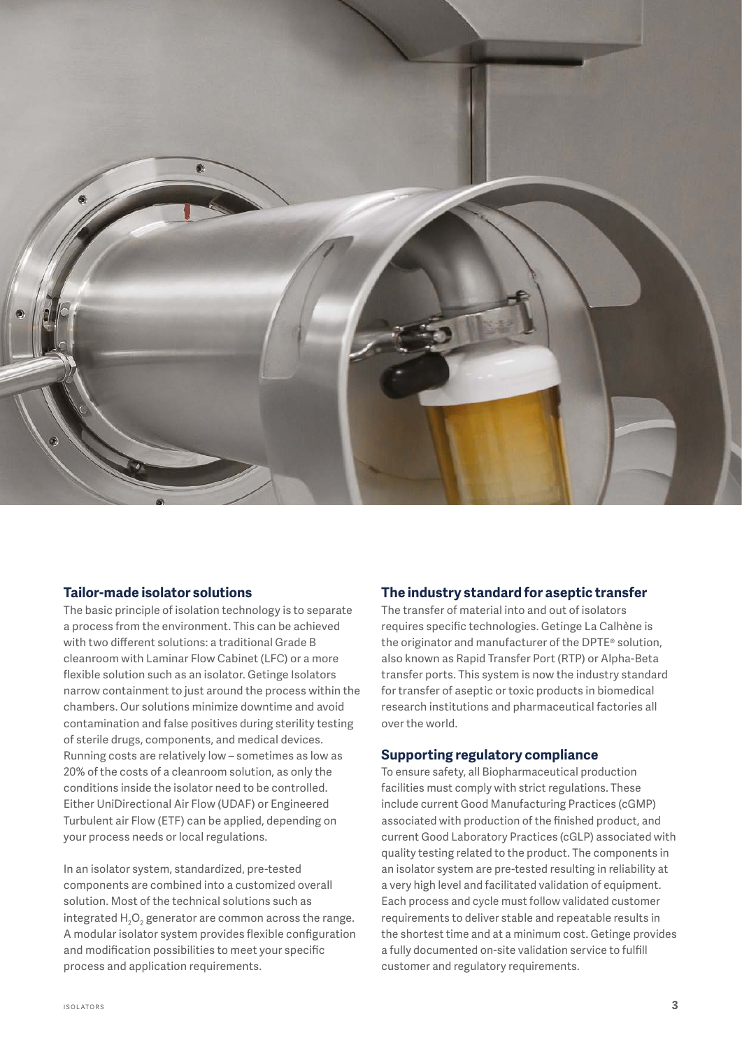## Tailor-made isolator solutions

The basic principle of isolation technology is to separate a process from the environment. This can be achieved with two different solutions: a traditional Grade B cleanroom with Laminar Flow Cabinet (LFC) or a more flexible solution such as an isolator. Getinge Isolators narrow containment to just around the process within the chambers. Our solutions minimize downtime and avoid contamination and false positives during sterility testing of sterile drugs, components, and medical devices. Running costs are relatively low – sometimes as low as 20% of the costs of a cleanroom solution, as only the conditions inside the isolator need to be controlled. Either UniDirectional Air Flow (UDAF) or Engineered Turbulent air Flow (ETF) can be applied, depending on your process needs or local regulations.

In an isolator system, standardized, pre-tested components are combined into a customized overall solution. Most of the technical solutions such as integrated $H_2O_2$ generator are common across the range. A modular isolator system provides flexible configuration and modification possibilities to meet your specific process and application requirements.

## The industry standard for aseptic transfer

The transfer of material into and out of isolators requires specific technologies. Getinge La Calhène is the originator and manufacturer of the DPTE® solution, also known as Rapid Transfer Port (RTP) or Alpha-Beta transfer ports. This system is now the industry standard for transfer of aseptic or toxic products in biomedical research institutions and pharmaceutical factories all over the world.

## Supporting regulatory compliance

To ensure safety, all Biopharmaceutical production facilities must comply with strict regulations. These include current Good Manufacturing Practices (cGMP) associated with production of the finished product, and current Good Laboratory Practices (cGLP) associated with quality testing related to the product. The components in an isolator system are pre-tested resulting in reliability at a very high level and facilitated validation of equipment. Each process and cycle must follow validated customer requirements to deliver stable and repeatable results in the shortest time and at a minimum cost. Getinge provides a fully documented on-site validation service to fulfill customer and regulatory requirements.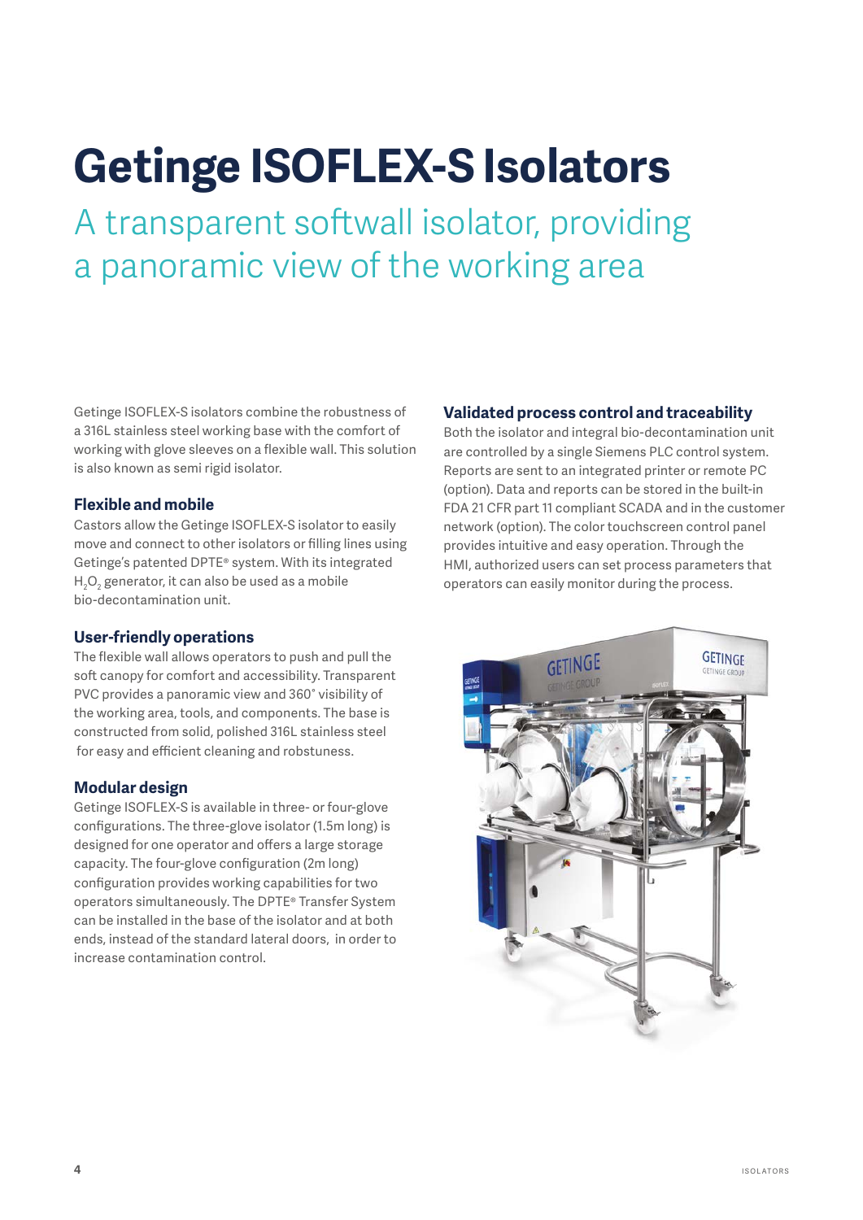# Getinge ISOFLEX-S Isolators

## A transparent softwall isolator, providing a panoramic view of the working area

Getinge ISOFLEX-S isolators combine the robustness of a 316L stainless steel working base with the comfort of working with glove sleeves on a flexible wall. This solution is also known as semi rigid isolator.

### Flexible and mobile

Castors allow the Getinge ISOFLEX-S isolator to easily move and connect to other isolators or filling lines using Getinge's patented DPTE® system. With its integrated $H_2O_2$ generator, it can also be used as a mobile bio-decontamination unit.

### User-friendly operations

The flexible wall allows operators to push and pull the soft canopy for comfort and accessibility. Transparent PVC provides a panoramic view and 360° visibility of the working area, tools, and components. The base is constructed from solid, polished 316L stainless steel for easy and efficient cleaning and robstuness.

### Modular design

Getinge ISOFLEX-S is available in three- or four-glove configurations. The three-glove isolator (1.5m long) is designed for one operator and offers a large storage capacity. The four-glove configuration (2m long) configuration provides working capabilities for two operators simultaneously. The DPTE® Transfer System can be installed in the base of the isolator and at both ends, instead of the standard lateral doors, in order to increase contamination control.

### Validated process control and traceability

Both the isolator and integral bio-decontamination unit are controlled by a single Siemens PLC control system. Reports are sent to an integrated printer or remote PC (option). Data and reports can be stored in the built-in FDA 21 CFR part 11 compliant SCADA and in the customer network (option). The color touchscreen control panel provides intuitive and easy operation. Through the HMI, authorized users can set process parameters that operators can easily monitor during the process.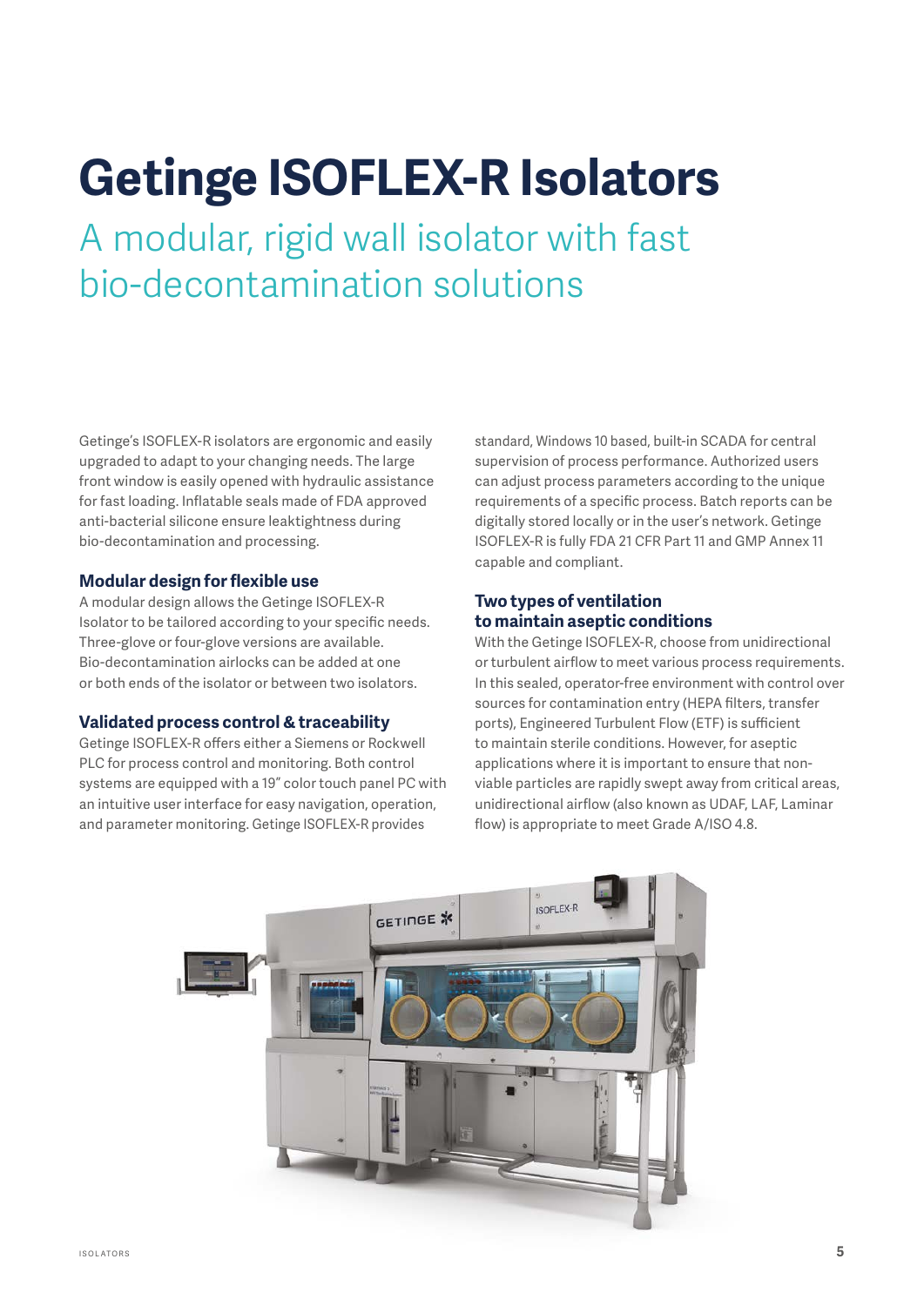# Getinge ISOFLEX-R Isolators

## A modular, rigid wall isolator with fast bio-decontamination solutions

Getinge's ISOFLEX-R isolators are ergonomic and easily upgraded to adapt to your changing needs. The large front window is easily opened with hydraulic assistance for fast loading. Inflatable seals made of FDA approved anti-bacterial silicone ensure leaktightness during bio-decontamination and processing.

### Modular design for flexible use

A modular design allows the Getinge ISOFLEX-R Isolator to be tailored according to your specific needs. Three-glove or four-glove versions are available. Bio-decontamination airlocks can be added at one or both ends of the isolator or between two isolators.

### Validated process control & traceability

Getinge ISOFLEX-R offers either a Siemens or Rockwell PLC for process control and monitoring. Both control systems are equipped with a 19" color touch panel PC with an intuitive user interface for easy navigation, operation, and parameter monitoring. Getinge ISOFLEX-R provides standard, Windows 10 based, built-in SCADA for central supervision of process performance. Authorized users can adjust process parameters according to the unique requirements of a specific process. Batch reports can be digitally stored locally or in the user's network. Getinge ISOFLEX-R is fully FDA 21 CFR Part 11 and GMP Annex 11 capable and compliant.

### Two types of ventilation to maintain aseptic conditions

With the Getinge ISOFLEX-R, choose from unidirectional or turbulent airflow to meet various process requirements. In this sealed, operator-free environment with control over sources for contamination entry (HEPA filters, transfer ports), Engineered Turbulent Flow (ETF) is sufficient to maintain sterile conditions. However, for aseptic applications where it is important to ensure that non-viable particles are rapidly swept away from critical areas, unidirectional airflow (also known as UDAF, LAF, Laminar flow) is appropriate to meet Grade A/ISO 4.8.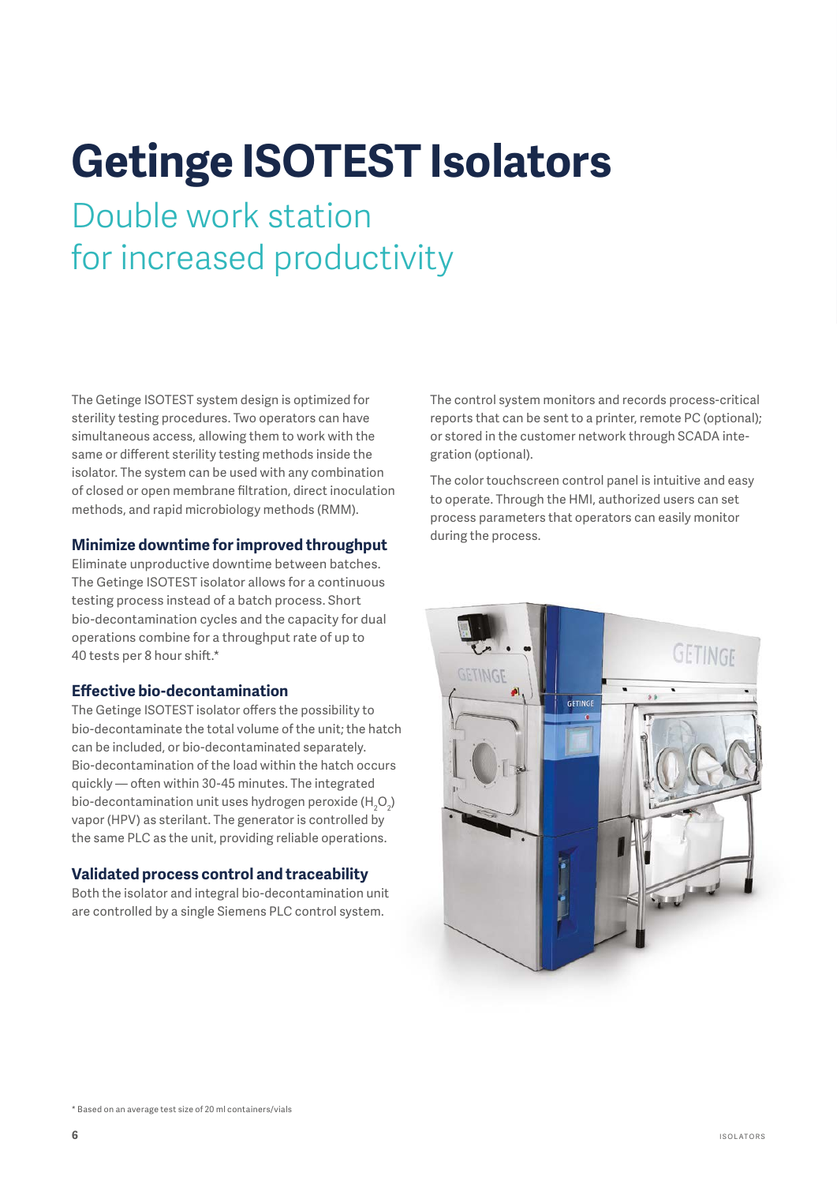# Getinge ISOTEST Isolators

## Double work station for increased productivity

The Getinge ISOTEST system design is optimized for sterility testing procedures. Two operators can have simultaneous access, allowing them to work with the same or different sterility testing methods inside the isolator. The system can be used with any combination of closed or open membrane filtration, direct inoculation methods, and rapid microbiology methods (RMM).

### Minimize downtime for improved throughput

Eliminate unproductive downtime between batches. The Getinge ISOTEST isolator allows for a continuous testing process instead of a batch process. Short bio-decontamination cycles and the capacity for dual operations combine for a throughput rate of up to 40 tests per 8 hour shift.*

### Effective bio-decontamination

The Getinge ISOTEST isolator offers the possibility to bio-decontaminate the total volume of the unit; the hatch can be included, or bio-decontaminated separately. Bio-decontamination of the load within the hatch occurs quickly — often within 30-45 minutes. The integrated bio-decontamination unit uses hydrogen peroxide ($H_2O_2$) vapor (HPV) as sterilant. The generator is controlled by the same PLC as the unit, providing reliable operations.

### Validated process control and traceability

Both the isolator and integral bio-decontamination unit are controlled by a single Siemens PLC control system.

The control system monitors and records process-critical reports that can be sent to a printer, remote PC (optional); or stored in the customer network through SCADA integration (optional).

The color touchscreen control panel is intuitive and easy to operate. Through the HMI, authorized users can set process parameters that operators can easily monitor during the process.

\* Based on an average test size of 20 ml containers/vials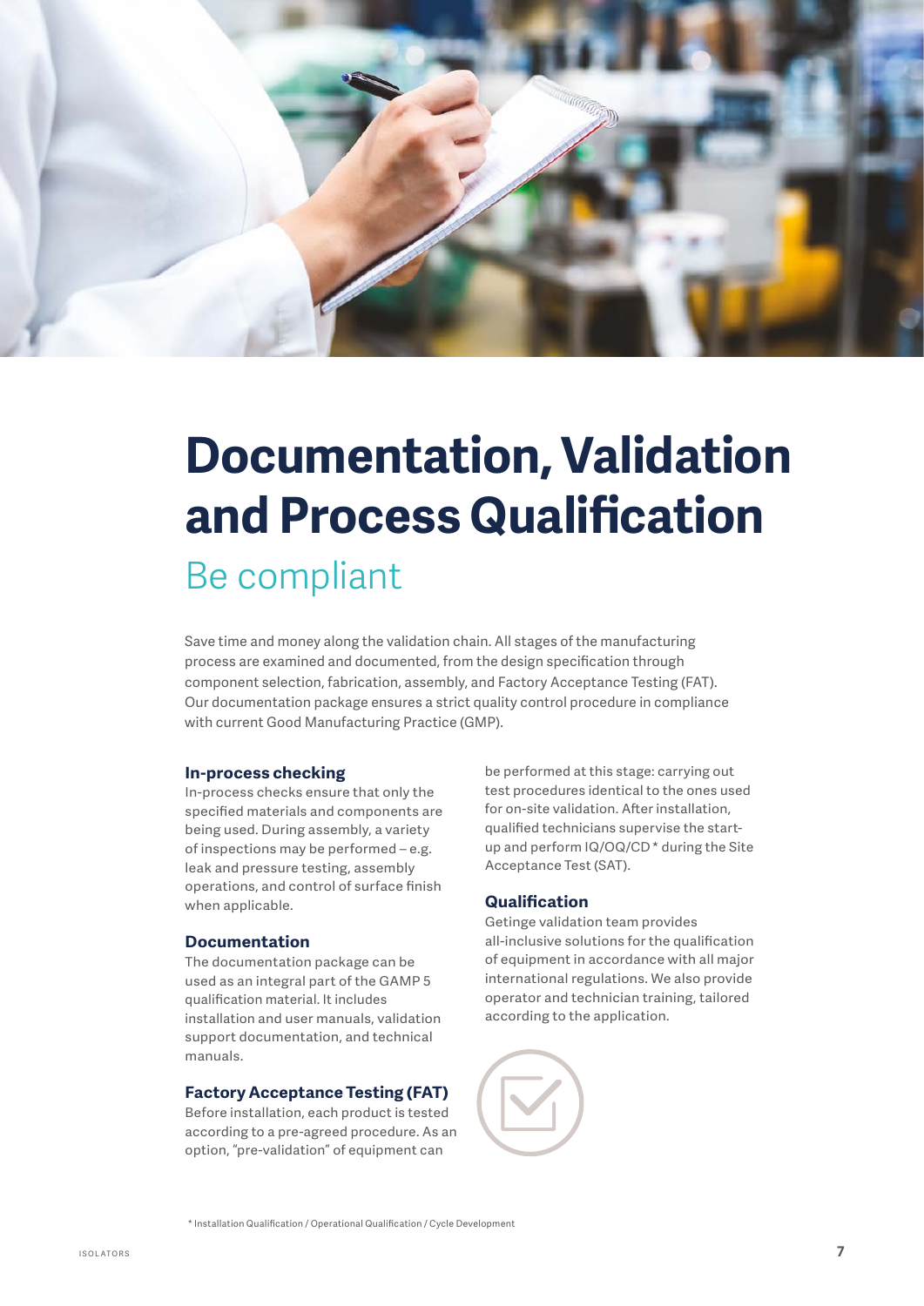# Documentation, Validation and Process Qualification

## Be compliant

Save time and money along the validation chain. All stages of the manufacturing process are examined and documented, from the design specification through component selection, fabrication, assembly, and Factory Acceptance Testing (FAT). Our documentation package ensures a strict quality control procedure in compliance with current Good Manufacturing Practice (GMP).

### In-process checking

In-process checks ensure that only the specified materials and components are being used. During assembly, a variety of inspections may be performed – e.g. leak and pressure testing, assembly operations, and control of surface finish when applicable.

### Documentation

The documentation package can be used as an integral part of the GAMP 5 qualification material. It includes installation and user manuals, validation support documentation, and technical manuals.

### Factory Acceptance Testing (FAT)

Before installation, each product is tested according to a pre-agreed procedure. As an option, "pre-validation" of equipment can be performed at this stage: carrying out test procedures identical to the ones used for on-site validation. After installation, qualified technicians supervise the start-up and perform IQ/OQ/CD * during the Site Acceptance Test (SAT).

### Qualification

Getinge validation team provides all-inclusive solutions for the qualification of equipment in accordance with all major international regulations. We also provide operator and technician training, tailored according to the application.

* Installation Qualification / Operational Qualification / Cycle Development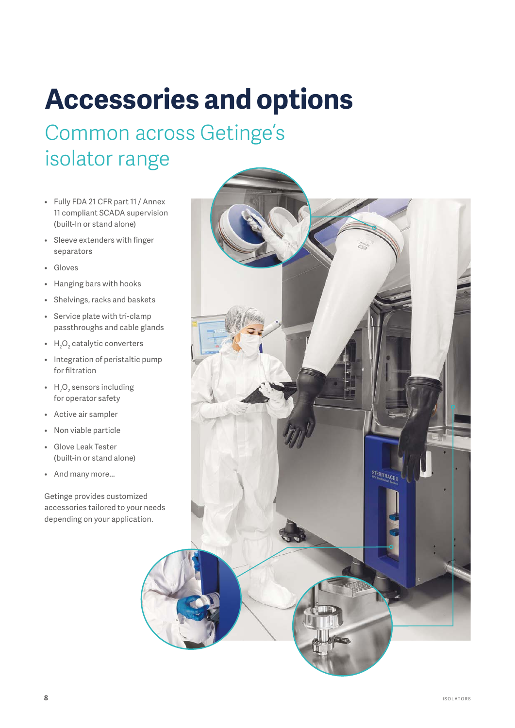# Accessories and options

## Common across Getinge's isolator range

- Fully FDA 21 CFR part 11 / Annex 11 compliant SCADA supervision (built-In or stand alone)
- Sleeve extenders with finger separators
- Gloves
- Hanging bars with hooks
- Shelvings, racks and baskets
- Service plate with tri-clamp passthroughs and cable glands
- $H_2O_2$ catalytic converters
- Integration of peristaltic pump for filtration
- $H_2O_2$ sensors including for operator safety
- Active air sampler
- Non viable particle
- Glove Leak Tester (built-in or stand alone)
- And many more...

Getinge provides customized accessories tailored to your needs depending on your application.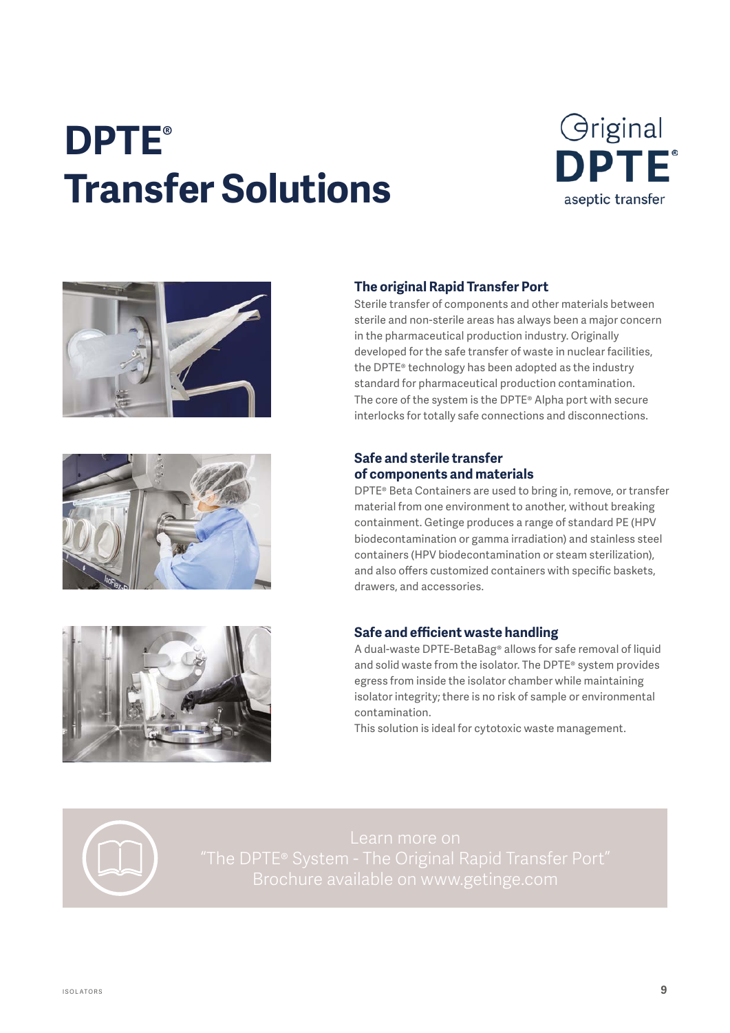# DPTE® Transfer Solutions

Original DPTE® aseptic transfer

### The original Rapid Transfer Port

Sterile transfer of components and other materials between sterile and non-sterile areas has always been a major concern in the pharmaceutical production industry. Originally developed for the safe transfer of waste in nuclear facilities, the DPTE® technology has been adopted as the industry standard for pharmaceutical production contamination. The core of the system is the DPTE® Alpha port with secure interlocks for totally safe connections and disconnections.

### Safe and sterile transfer of components and materials

DPTE® Beta Containers are used to bring in, remove, or transfer material from one environment to another, without breaking containment. Getinge produces a range of standard PE (HPV biodecontamination or gamma irradiation) and stainless steel containers (HPV biodecontamination or steam sterilization), and also offers customized containers with specific baskets, drawers, and accessories.

### Safe and efficient waste handling

A dual-waste DPTE-BetaBag® allows for safe removal of liquid and solid waste from the isolator. The DPTE® system provides egress from inside the isolator chamber while maintaining isolator integrity; there is no risk of sample or environmental contamination.
This solution is ideal for cytotoxic waste management.

Learn more on
"The DPTE® System - The Original Rapid Transfer Port"
Brochure available on www.getinge.com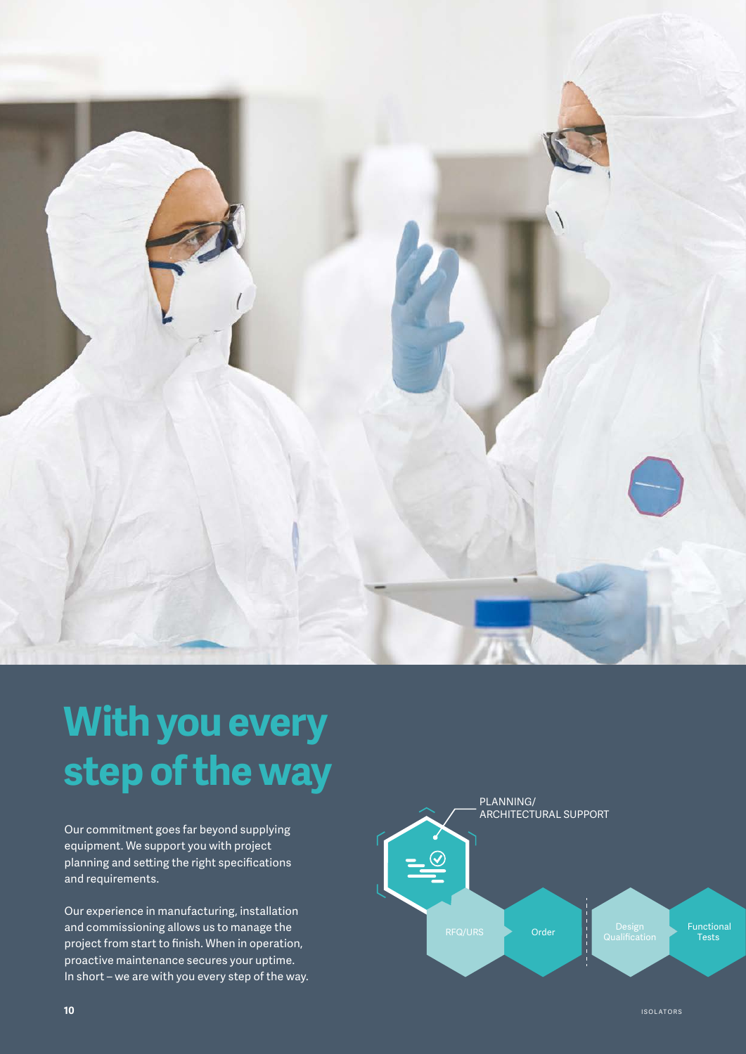# With you every step of the way

Our commitment goes far beyond supplying equipment. We support you with project planning and setting the right specifications and requirements.

Our experience in manufacturing, installation and commissioning allows us to manage the project from start to finish. When in operation, proactive maintenance secures your uptime. In short – we are with you every step of the way.

PLANNING/
ARCHITECTURAL SUPPORT

RFQ/URS

Order

Design Qualification

Functional Tests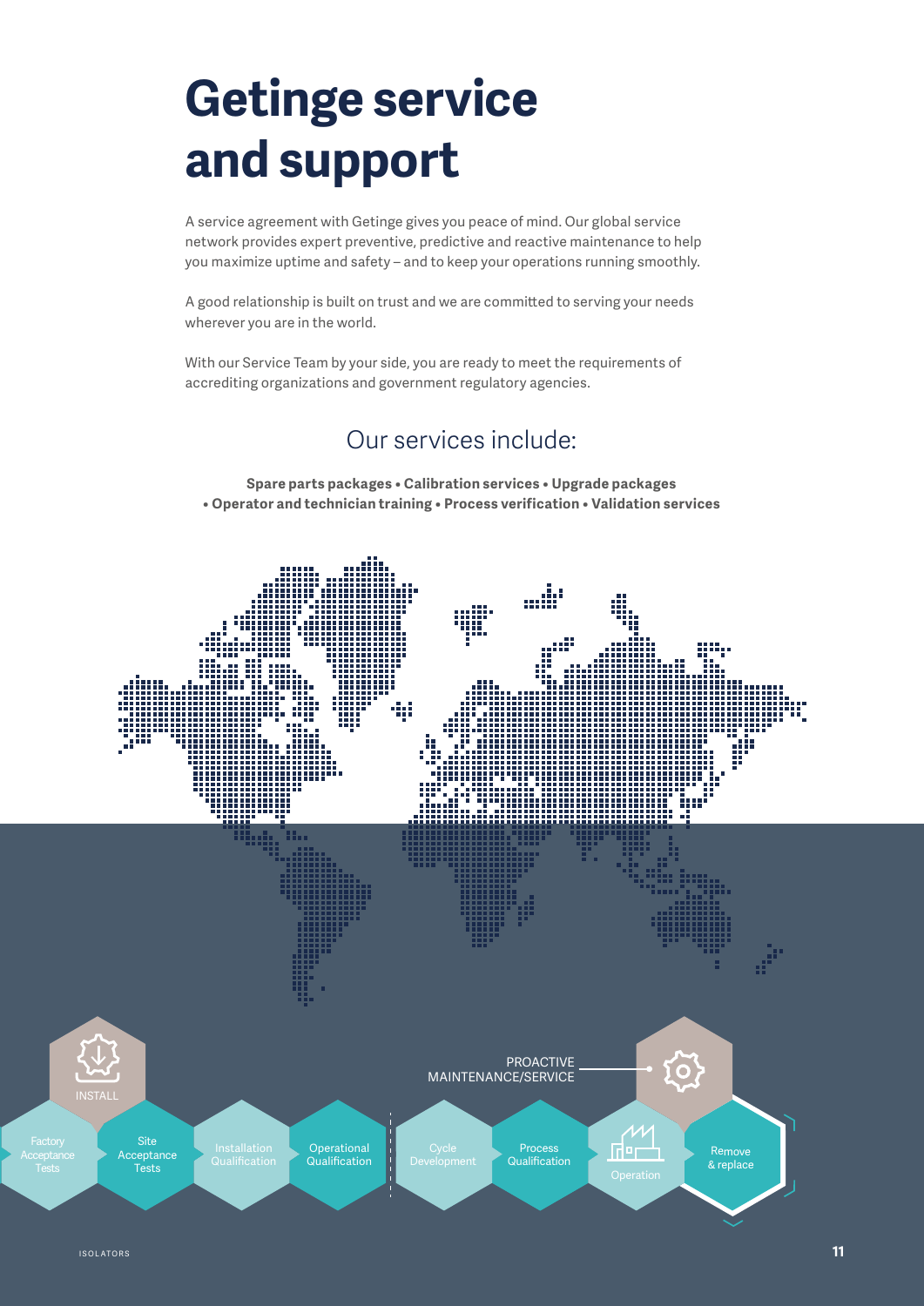# Getinge service and support

A service agreement with Getinge gives you peace of mind. Our global service network provides expert preventive, predictive and reactive maintenance to help you maximize uptime and safety – and to keep your operations running smoothly.

A good relationship is built on trust and we are committed to serving your needs wherever you are in the world.

With our Service Team by your side, you are ready to meet the requirements of accrediting organizations and government regulatory agencies.

## Our services include:

**Spare parts packages • Calibration services • Upgrade packages • Operator and technician training • Process verification • Validation services**

INSTALL

Factory Acceptance Tests

Site Acceptance Tests

Installation Qualification

Operational Qualification

Cycle Development

Process Qualification

Operation

PROACTIVE MAINTENANCE/SERVICE

Remove & replace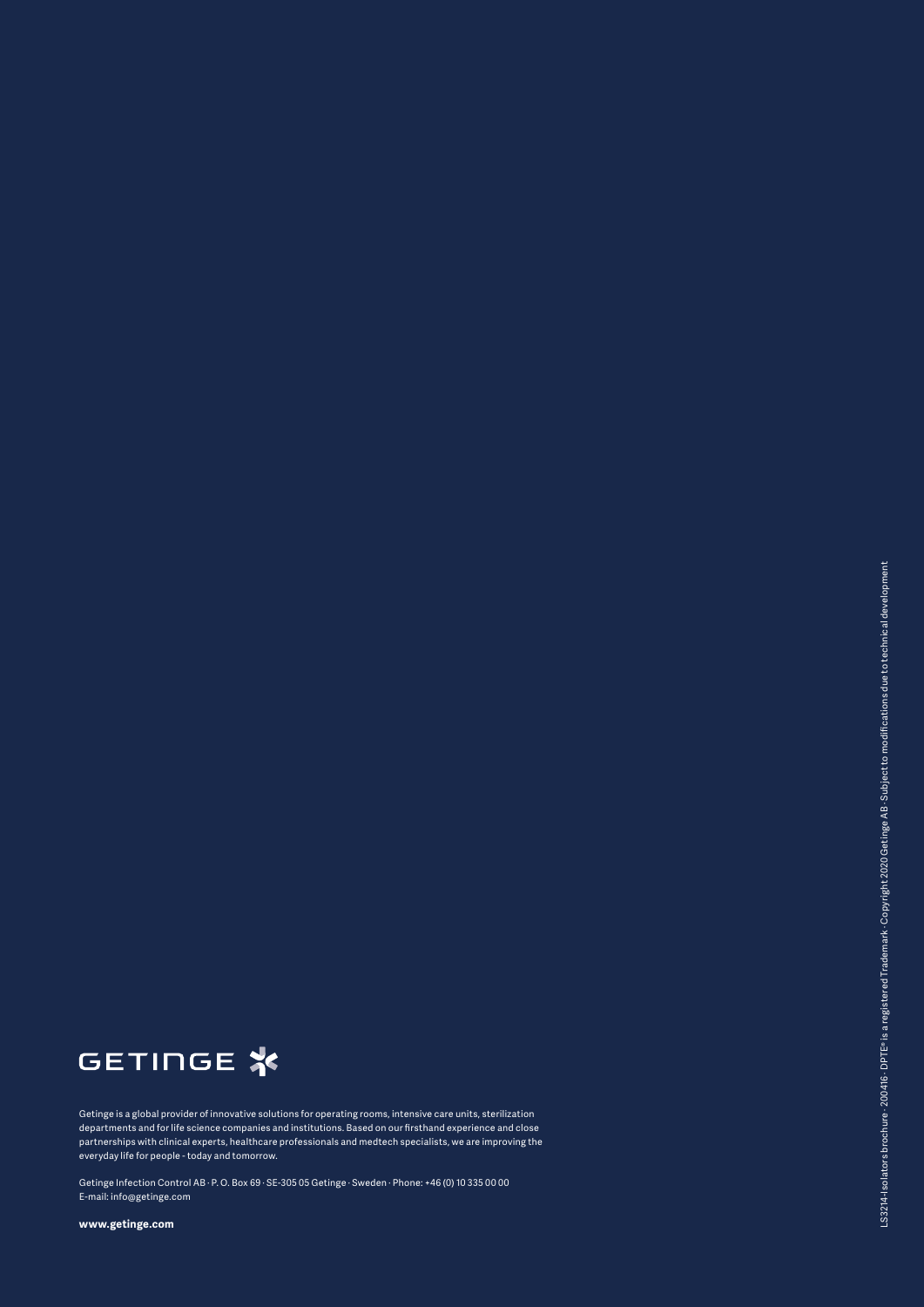GETINGE

Getinge is a global provider of innovative solutions for operating rooms, intensive care units, sterilization departments and for life science companies and institutions. Based on our firsthand experience and close partnerships with clinical experts, healthcare professionals and medtech specialists, we are improving the everyday life for people - today and tomorrow.

Getinge Infection Control AB · P. O. Box 69 · SE-305 05 Getinge · Sweden · Phone: +46 (0) 10 335 00 00
E-mail: info@getinge.com

**www.getinge.com**

LS3214-Isolators brochure · 200416 · DPTE® is a registered Trademark · Copyright 2020 Getinge AB · Subject to modifications due to technical development